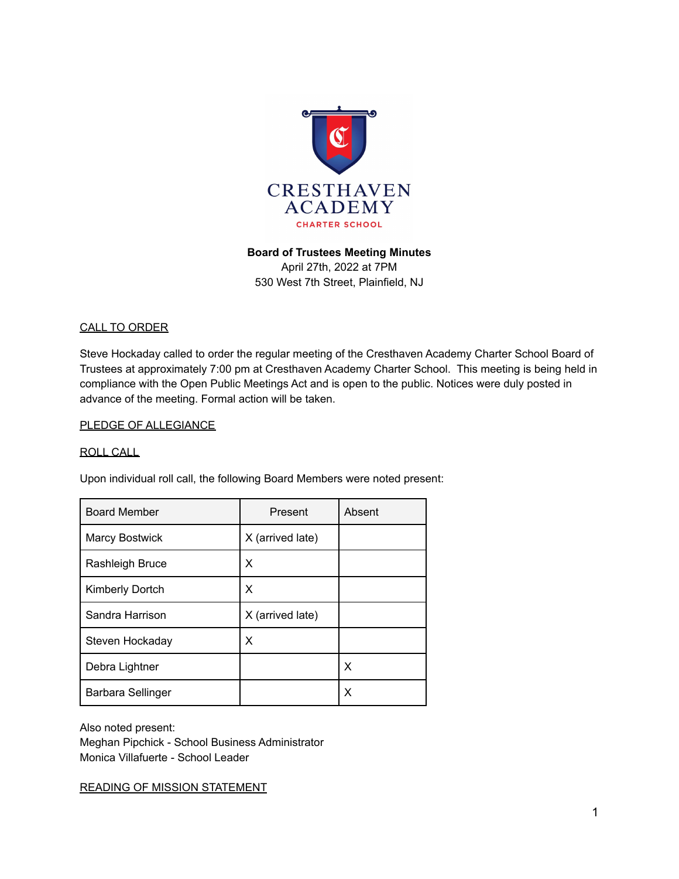CRESTHAVEN ACADEMY
CHARTER SCHOOL

**Board of Trustees Meeting Minutes**
April 27th, 2022 at 7PM
530 West 7th Street, Plainfield, NJ

CALL TO ORDER

Steve Hockaday called to order the regular meeting of the Cresthaven Academy Charter School Board of Trustees at approximately 7:00 pm at Cresthaven Academy Charter School. This meeting is being held in compliance with the Open Public Meetings Act and is open to the public. Notices were duly posted in advance of the meeting. Formal action will be taken.

PLEDGE OF ALLEGIANCE

ROLL CALL

Upon individual roll call, the following Board Members were noted present:

| Board Member | Present | Absent |
|---|---|---|
| Marcy Bostwick | X (arrived late) | |
| Rashleigh Bruce | X | |
| Kimberly Dortch | X | |
| Sandra Harrison | X (arrived late) | |
| Steven Hockaday | X | |
| Debra Lightner | | X |
| Barbara Sellinger | | X |

Also noted present:
Meghan Pipchick - School Business Administrator
Monica Villafuerte - School Leader

READING OF MISSION STATEMENT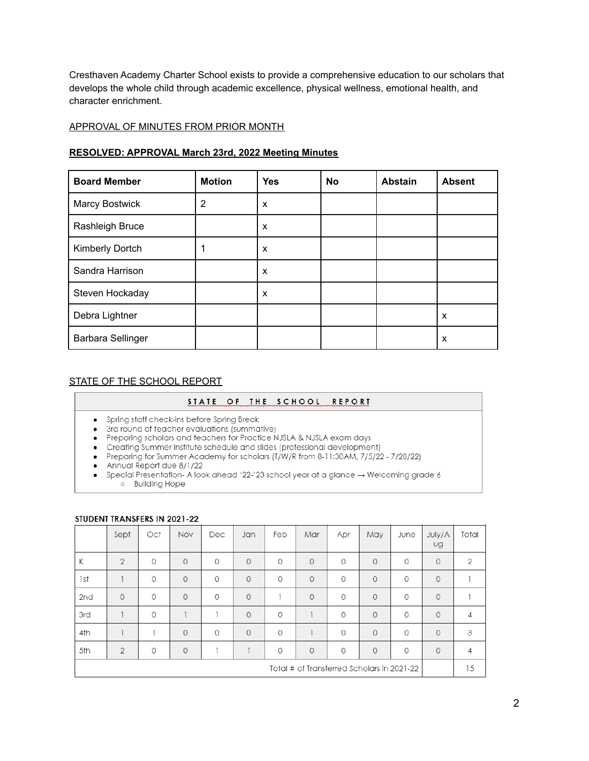Cresthaven Academy Charter School exists to provide a comprehensive education to our scholars that develops the whole child through academic excellence, physical wellness, emotional health, and character enrichment.

APPROVAL OF MINUTES FROM PRIOR MONTH

**RESOLVED: APPROVAL March 23rd, 2022 Meeting Minutes**

| Board Member | Motion | Yes | No | Abstain | Absent |
|---|---|---|---|---|---|
| Marcy Bostwick | 2 | x | | | |
| Rashleigh Bruce | | x | | | |
| Kimberly Dortch | 1 | x | | | |
| Sandra Harrison | | x | | | |
| Steven Hockaday | | x | | | |
| Debra Lightner | | | | | x |
| Barbara Sellinger | | | | | x |

STATE OF THE SCHOOL REPORT

**STATE OF THE SCHOOL REPORT**

- Spring staff check-ins before Spring Break
- 3rd round of teacher evaluations (summative)
- Preparing scholars and teachers for Practice NJSLA & NJSLA exam days
- Creating Summer Institute schedule and slides (professional development)
- Preparing for Summer Academy for scholars (T/W/R from 8-11:30AM, 7/5/22 - 7/28/22)
- Annual Report due 8/1/22
- Special Presentation- A look ahead '22-'23 school year at a glance → Welcoming grade 6
  - Building Hope

**STUDENT TRANSFERS IN 2021-22**

| | Sept | Oct | Nov | Dec | Jan | Feb | Mar | Apr | May | June | July/Aug | Total |
|---|---|---|---|---|---|---|---|---|---|---|---|---|
| K | 2 | 0 | 0 | 0 | 0 | 0 | 0 | 0 | 0 | 0 | 0 | 2 |
| 1st | 1 | 0 | 0 | 0 | 0 | 0 | 0 | 0 | 0 | 0 | 0 | 1 |
| 2nd | 0 | 0 | 0 | 0 | 0 | 1 | 0 | 0 | 0 | 0 | 0 | 1 |
| 3rd | 1 | 0 | 1 | 1 | 0 | 0 | 1 | 0 | 0 | 0 | 0 | 4 |
| 4th | 1 | 1 | 0 | 0 | 0 | 0 | 1 | 0 | 0 | 0 | 0 | 3 |
| 5th | 2 | 0 | 0 | 1 | 1 | 0 | 0 | 0 | 0 | 0 | 0 | 4 |
| Total # of Transferred Scholars in 2021-22 | | | | | | | | | | | | 15 |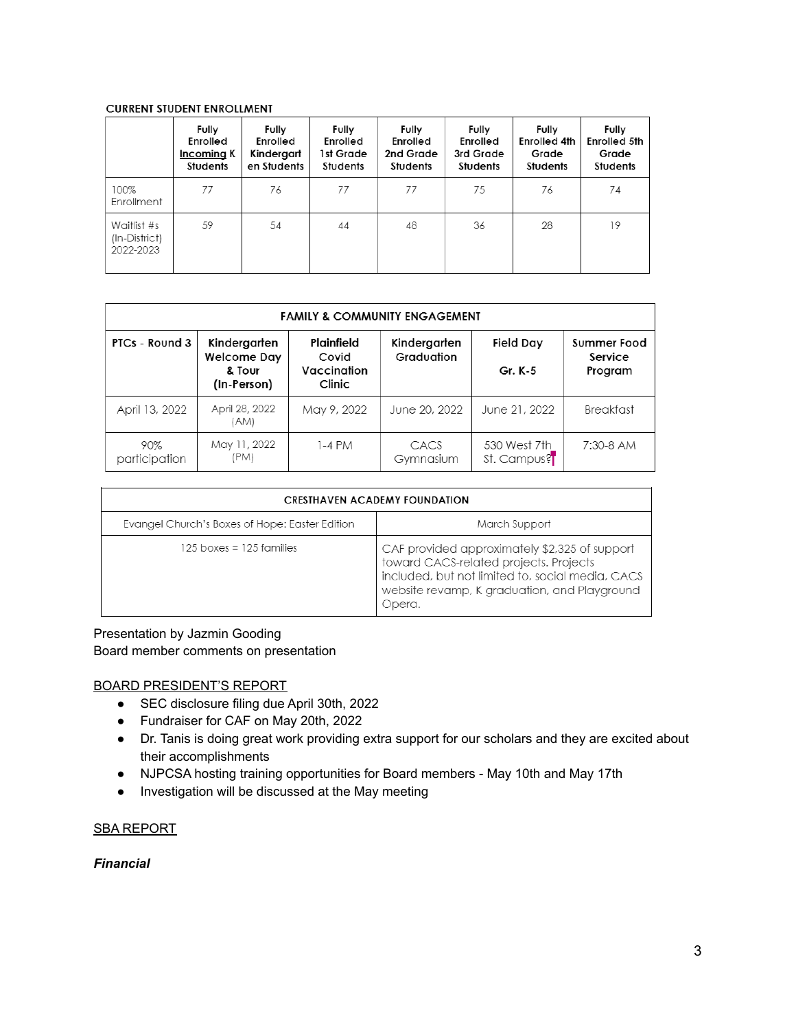**CURRENT STUDENT ENROLLMENT**

| | Fully Enrolled Incoming K Students | Fully Enrolled Kindergarten Students | Fully Enrolled 1st Grade Students | Fully Enrolled 2nd Grade Students | Fully Enrolled 3rd Grade Students | Fully Enrolled 4th Grade Students | Fully Enrolled 5th Grade Students |
|---|---|---|---|---|---|---|---|
| 100% Enrollment | 77 | 76 | 77 | 77 | 75 | 76 | 74 |
| Waitlist #s (In-District) 2022-2023 | 59 | 54 | 44 | 48 | 36 | 28 | 19 |

| FAMILY & COMMUNITY ENGAGEMENT | | | | | |
|---|---|---|---|---|---|
| PTCs - Round 3 | Kindergarten Welcome Day & Tour (In-Person) | Plainfield Covid Vaccination Clinic | Kindergarten Graduation | Field Day Gr. K-5 | Summer Food Service Program |
| April 13, 2022 | April 28, 2022 (AM) | May 9, 2022 | June 20, 2022 | June 21, 2022 | Breakfast |
| 90% participation | May 11, 2022 (PM) | 1-4 PM | CACS Gymnasium | 530 West 7th St. Campus? | 7:30-8 AM |

| CRESTHAVEN ACADEMY FOUNDATION | |
|---|---|
| Evangel Church's Boxes of Hope: Easter Edition | March Support |
| 125 boxes = 125 families | CAF provided approximately $2,325 of support toward CACS-related projects. Projects included, but not limited to, social media, CACS website revamp, K graduation, and Playground Opera. |

Presentation by Jazmin Gooding
Board member comments on presentation

BOARD PRESIDENT'S REPORT

- SEC disclosure filing due April 30th, 2022
- Fundraiser for CAF on May 20th, 2022
- Dr. Tanis is doing great work providing extra support for our scholars and they are excited about their accomplishments
- NJPCSA hosting training opportunities for Board members - May 10th and May 17th
- Investigation will be discussed at the May meeting

SBA REPORT

***Financial***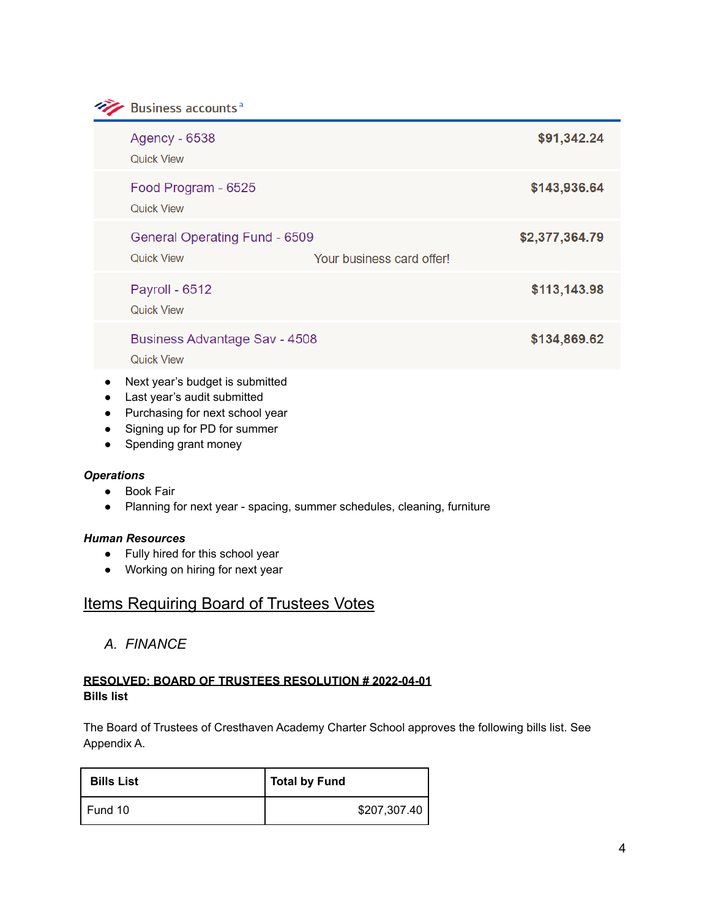Business accounts[a]

| Account | Balance |
|---|---|
| Agency - 6538 Quick View | $91,342.24 |
| Food Program - 6525 Quick View | $143,936.64 |
| General Operating Fund - 6509 Quick View Your business card offer! | $2,377,364.79 |
| Payroll - 6512 Quick View | $113,143.98 |
| Business Advantage Sav - 4508 Quick View | $134,869.62 |

- Next year's budget is submitted
- Last year's audit submitted
- Purchasing for next school year
- Signing up for PD for summer
- Spending grant money

***Operations***

- Book Fair
- Planning for next year - spacing, summer schedules, cleaning, furniture

***Human Resources***

- Fully hired for this school year
- Working on hiring for next year

## Items Requiring Board of Trustees Votes

### *A. FINANCE*

**RESOLVED: BOARD OF TRUSTEES RESOLUTION # 2022-04-01**
**Bills list**

The Board of Trustees of Cresthaven Academy Charter School approves the following bills list. See Appendix A.

| Bills List | Total by Fund |
|---|---|
| Fund 10 | $207,307.40 |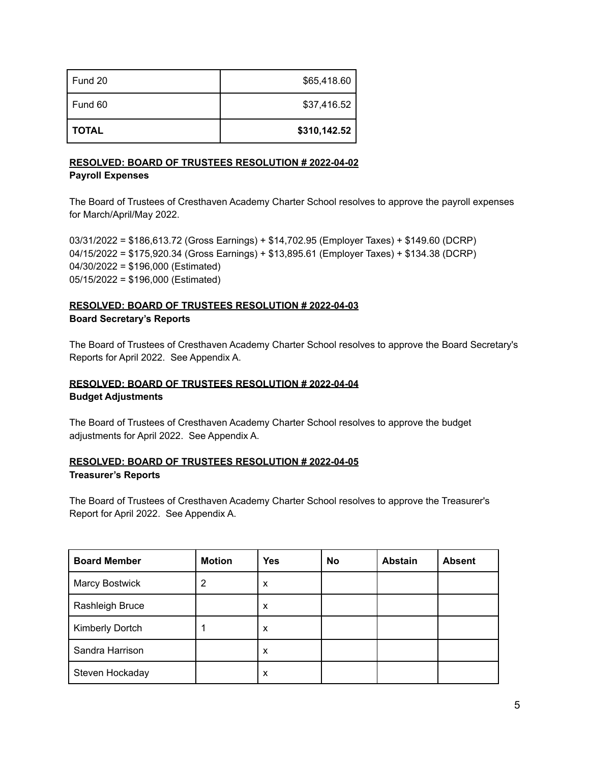| Fund 20 | $65,418.60 |
|---|---|
| Fund 60 | $37,416.52 |
| **TOTAL** | **$310,142.52** |

**RESOLVED: BOARD OF TRUSTEES RESOLUTION # 2022-04-02**
**Payroll Expenses**

The Board of Trustees of Cresthaven Academy Charter School resolves to approve the payroll expenses for March/April/May 2022.

03/31/2022 = $186,613.72 (Gross Earnings) + $14,702.95 (Employer Taxes) + $149.60 (DCRP)
04/15/2022 = $175,920.34 (Gross Earnings) + $13,895.61 (Employer Taxes) + $134.38 (DCRP)
04/30/2022 = $196,000 (Estimated)
05/15/2022 = $196,000 (Estimated)

**RESOLVED: BOARD OF TRUSTEES RESOLUTION # 2022-04-03**
**Board Secretary's Reports**

The Board of Trustees of Cresthaven Academy Charter School resolves to approve the Board Secretary's Reports for April 2022. See Appendix A.

**RESOLVED: BOARD OF TRUSTEES RESOLUTION # 2022-04-04**
**Budget Adjustments**

The Board of Trustees of Cresthaven Academy Charter School resolves to approve the budget adjustments for April 2022. See Appendix A.

**RESOLVED: BOARD OF TRUSTEES RESOLUTION # 2022-04-05**
**Treasurer's Reports**

The Board of Trustees of Cresthaven Academy Charter School resolves to approve the Treasurer's Report for April 2022. See Appendix A.

| Board Member | Motion | Yes | No | Abstain | Absent |
|---|---|---|---|---|---|
| Marcy Bostwick | 2 | x | | | |
| Rashleigh Bruce | | x | | | |
| Kimberly Dortch | 1 | x | | | |
| Sandra Harrison | | x | | | |
| Steven Hockaday | | x | | | |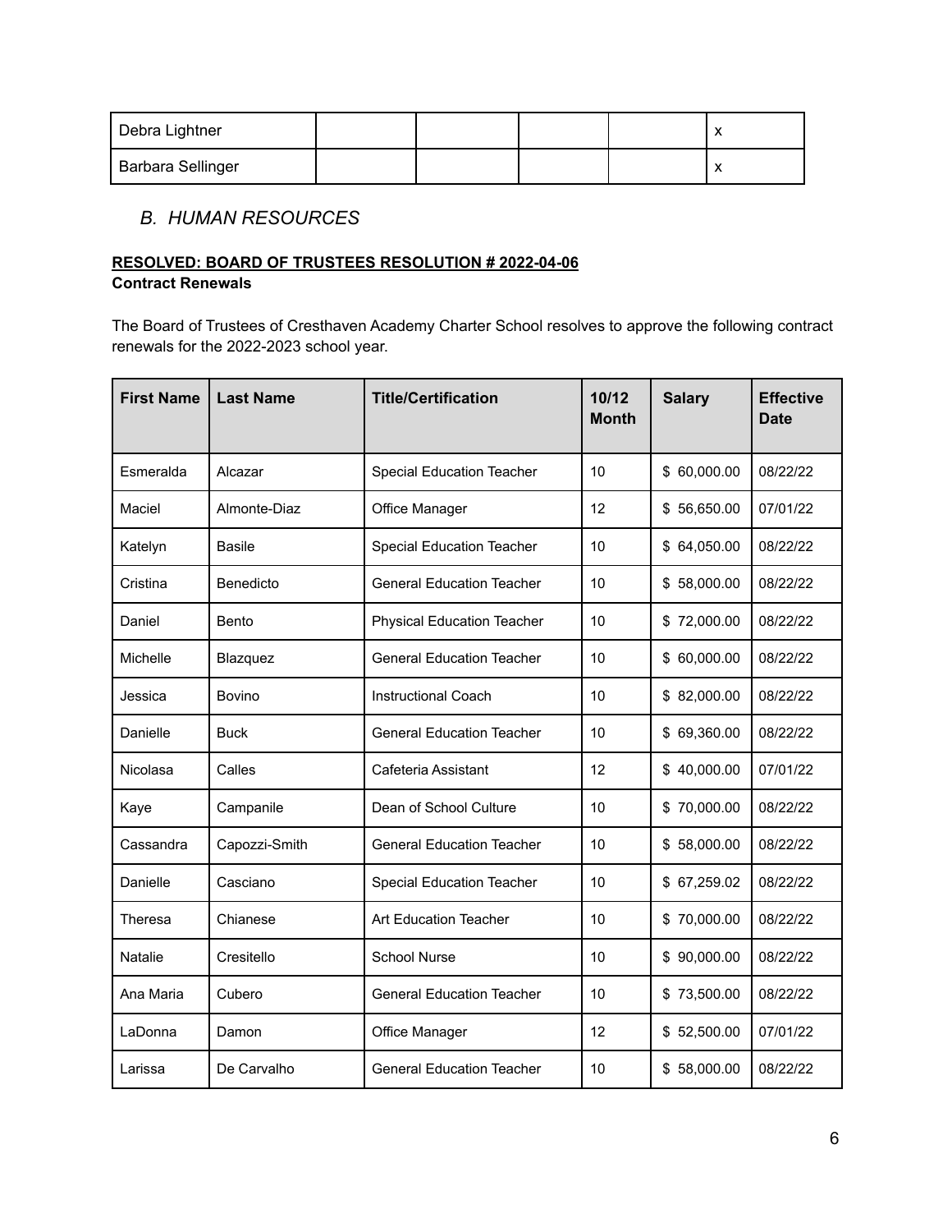| Debra Lightner | | | | | x |
|---|---|---|---|---|---|
| Barbara Sellinger | | | | | x |

## *B. HUMAN RESOURCES*

**RESOLVED: BOARD OF TRUSTEES RESOLUTION # 2022-04-06**
**Contract Renewals**

The Board of Trustees of Cresthaven Academy Charter School resolves to approve the following contract renewals for the 2022-2023 school year.

| First Name | Last Name | Title/Certification | 10/12 Month | Salary | Effective Date |
|---|---|---|---|---|---|
| Esmeralda | Alcazar | Special Education Teacher | 10 | $ 60,000.00 | 08/22/22 |
| Maciel | Almonte-Diaz | Office Manager | 12 | $ 56,650.00 | 07/01/22 |
| Katelyn | Basile | Special Education Teacher | 10 | $ 64,050.00 | 08/22/22 |
| Cristina | Benedicto | General Education Teacher | 10 | $ 58,000.00 | 08/22/22 |
| Daniel | Bento | Physical Education Teacher | 10 | $ 72,000.00 | 08/22/22 |
| Michelle | Blazquez | General Education Teacher | 10 | $ 60,000.00 | 08/22/22 |
| Jessica | Bovino | Instructional Coach | 10 | $ 82,000.00 | 08/22/22 |
| Danielle | Buck | General Education Teacher | 10 | $ 69,360.00 | 08/22/22 |
| Nicolasa | Calles | Cafeteria Assistant | 12 | $ 40,000.00 | 07/01/22 |
| Kaye | Campanile | Dean of School Culture | 10 | $ 70,000.00 | 08/22/22 |
| Cassandra | Capozzi-Smith | General Education Teacher | 10 | $ 58,000.00 | 08/22/22 |
| Danielle | Casciano | Special Education Teacher | 10 | $ 67,259.02 | 08/22/22 |
| Theresa | Chianese | Art Education Teacher | 10 | $ 70,000.00 | 08/22/22 |
| Natalie | Cresitello | School Nurse | 10 | $ 90,000.00 | 08/22/22 |
| Ana Maria | Cubero | General Education Teacher | 10 | $ 73,500.00 | 08/22/22 |
| LaDonna | Damon | Office Manager | 12 | $ 52,500.00 | 07/01/22 |
| Larissa | De Carvalho | General Education Teacher | 10 | $ 58,000.00 | 08/22/22 |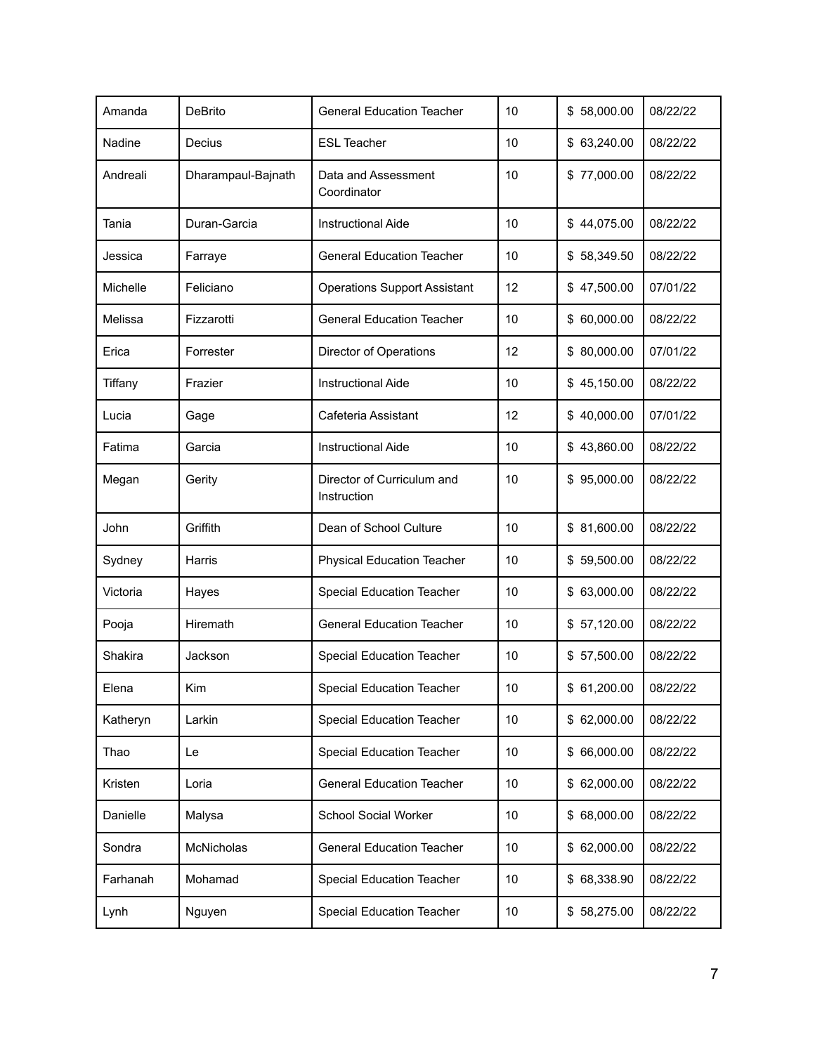| Amanda | DeBrito | General Education Teacher | 10 | $ 58,000.00 | 08/22/22 |
|---|---|---|---|---|---|
| Nadine | Decius | ESL Teacher | 10 | $ 63,240.00 | 08/22/22 |
| Andreali | Dharampaul-Bajnath | Data and Assessment Coordinator | 10 | $ 77,000.00 | 08/22/22 |
| Tania | Duran-Garcia | Instructional Aide | 10 | $ 44,075.00 | 08/22/22 |
| Jessica | Farraye | General Education Teacher | 10 | $ 58,349.50 | 08/22/22 |
| Michelle | Feliciano | Operations Support Assistant | 12 | $ 47,500.00 | 07/01/22 |
| Melissa | Fizzarotti | General Education Teacher | 10 | $ 60,000.00 | 08/22/22 |
| Erica | Forrester | Director of Operations | 12 | $ 80,000.00 | 07/01/22 |
| Tiffany | Frazier | Instructional Aide | 10 | $ 45,150.00 | 08/22/22 |
| Lucia | Gage | Cafeteria Assistant | 12 | $ 40,000.00 | 07/01/22 |
| Fatima | Garcia | Instructional Aide | 10 | $ 43,860.00 | 08/22/22 |
| Megan | Gerity | Director of Curriculum and Instruction | 10 | $ 95,000.00 | 08/22/22 |
| John | Griffith | Dean of School Culture | 10 | $ 81,600.00 | 08/22/22 |
| Sydney | Harris | Physical Education Teacher | 10 | $ 59,500.00 | 08/22/22 |
| Victoria | Hayes | Special Education Teacher | 10 | $ 63,000.00 | 08/22/22 |
| Pooja | Hiremath | General Education Teacher | 10 | $ 57,120.00 | 08/22/22 |
| Shakira | Jackson | Special Education Teacher | 10 | $ 57,500.00 | 08/22/22 |
| Elena | Kim | Special Education Teacher | 10 | $ 61,200.00 | 08/22/22 |
| Katheryn | Larkin | Special Education Teacher | 10 | $ 62,000.00 | 08/22/22 |
| Thao | Le | Special Education Teacher | 10 | $ 66,000.00 | 08/22/22 |
| Kristen | Loria | General Education Teacher | 10 | $ 62,000.00 | 08/22/22 |
| Danielle | Malysa | School Social Worker | 10 | $ 68,000.00 | 08/22/22 |
| Sondra | McNicholas | General Education Teacher | 10 | $ 62,000.00 | 08/22/22 |
| Farhanah | Mohamad | Special Education Teacher | 10 | $ 68,338.90 | 08/22/22 |
| Lynh | Nguyen | Special Education Teacher | 10 | $ 58,275.00 | 08/22/22 |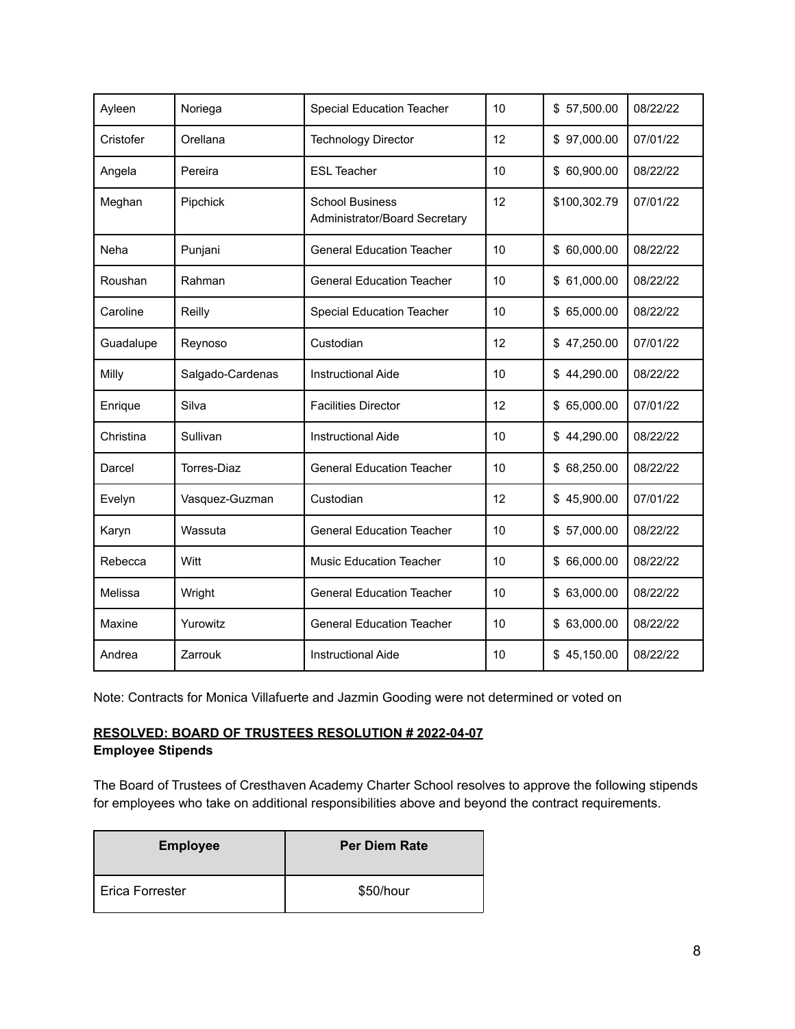| Ayleen | Noriega | Special Education Teacher | 10 | $ 57,500.00 | 08/22/22 |
|---|---|---|---|---|---|
| Cristofer | Orellana | Technology Director | 12 | $ 97,000.00 | 07/01/22 |
| Angela | Pereira | ESL Teacher | 10 | $ 60,900.00 | 08/22/22 |
| Meghan | Pipchick | School Business Administrator/Board Secretary | 12 | $100,302.79 | 07/01/22 |
| Neha | Punjani | General Education Teacher | 10 | $ 60,000.00 | 08/22/22 |
| Roushan | Rahman | General Education Teacher | 10 | $ 61,000.00 | 08/22/22 |
| Caroline | Reilly | Special Education Teacher | 10 | $ 65,000.00 | 08/22/22 |
| Guadalupe | Reynoso | Custodian | 12 | $ 47,250.00 | 07/01/22 |
| Milly | Salgado-Cardenas | Instructional Aide | 10 | $ 44,290.00 | 08/22/22 |
| Enrique | Silva | Facilities Director | 12 | $ 65,000.00 | 07/01/22 |
| Christina | Sullivan | Instructional Aide | 10 | $ 44,290.00 | 08/22/22 |
| Darcel | Torres-Diaz | General Education Teacher | 10 | $ 68,250.00 | 08/22/22 |
| Evelyn | Vasquez-Guzman | Custodian | 12 | $ 45,900.00 | 07/01/22 |
| Karyn | Wassuta | General Education Teacher | 10 | $ 57,000.00 | 08/22/22 |
| Rebecca | Witt | Music Education Teacher | 10 | $ 66,000.00 | 08/22/22 |
| Melissa | Wright | General Education Teacher | 10 | $ 63,000.00 | 08/22/22 |
| Maxine | Yurowitz | General Education Teacher | 10 | $ 63,000.00 | 08/22/22 |
| Andrea | Zarrouk | Instructional Aide | 10 | $ 45,150.00 | 08/22/22 |

Note: Contracts for Monica Villafuerte and Jazmin Gooding were not determined or voted on

**RESOLVED: BOARD OF TRUSTEES RESOLUTION # 2022-04-07**
**Employee Stipends**

The Board of Trustees of Cresthaven Academy Charter School resolves to approve the following stipends for employees who take on additional responsibilities above and beyond the contract requirements.

| Employee | Per Diem Rate |
|---|---|
| Erica Forrester | $50/hour |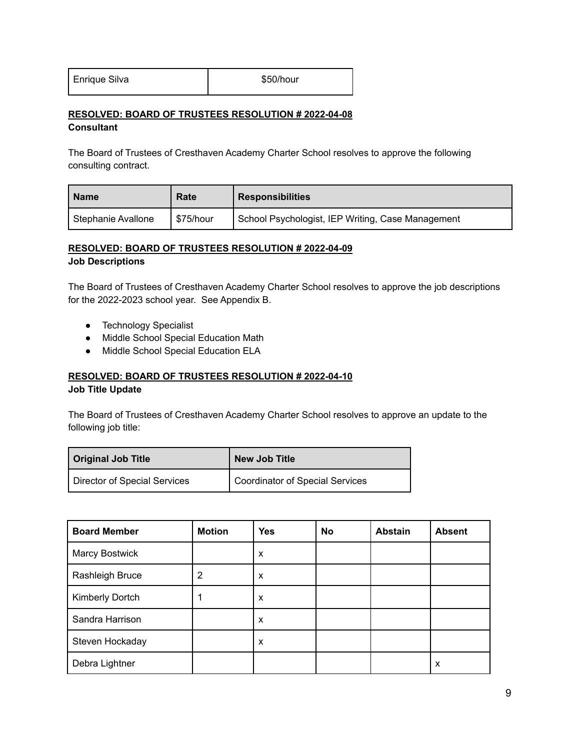| Enrique Silva | $50/hour |
|---|---|

**RESOLVED: BOARD OF TRUSTEES RESOLUTION # 2022-04-08**
**Consultant**

The Board of Trustees of Cresthaven Academy Charter School resolves to approve the following consulting contract.

| Name | Rate | Responsibilities |
|---|---|---|
| Stephanie Avallone | $75/hour | School Psychologist, IEP Writing, Case Management |

**RESOLVED: BOARD OF TRUSTEES RESOLUTION # 2022-04-09**
**Job Descriptions**

The Board of Trustees of Cresthaven Academy Charter School resolves to approve the job descriptions for the 2022-2023 school year. See Appendix B.

- Technology Specialist
- Middle School Special Education Math
- Middle School Special Education ELA

**RESOLVED: BOARD OF TRUSTEES RESOLUTION # 2022-04-10**
**Job Title Update**

The Board of Trustees of Cresthaven Academy Charter School resolves to approve an update to the following job title:

| Original Job Title | New Job Title |
|---|---|
| Director of Special Services | Coordinator of Special Services |

| Board Member | Motion | Yes | No | Abstain | Absent |
|---|---|---|---|---|---|
| Marcy Bostwick | | x | | | |
| Rashleigh Bruce | 2 | x | | | |
| Kimberly Dortch | 1 | x | | | |
| Sandra Harrison | | x | | | |
| Steven Hockaday | | x | | | |
| Debra Lightner | | | | | x |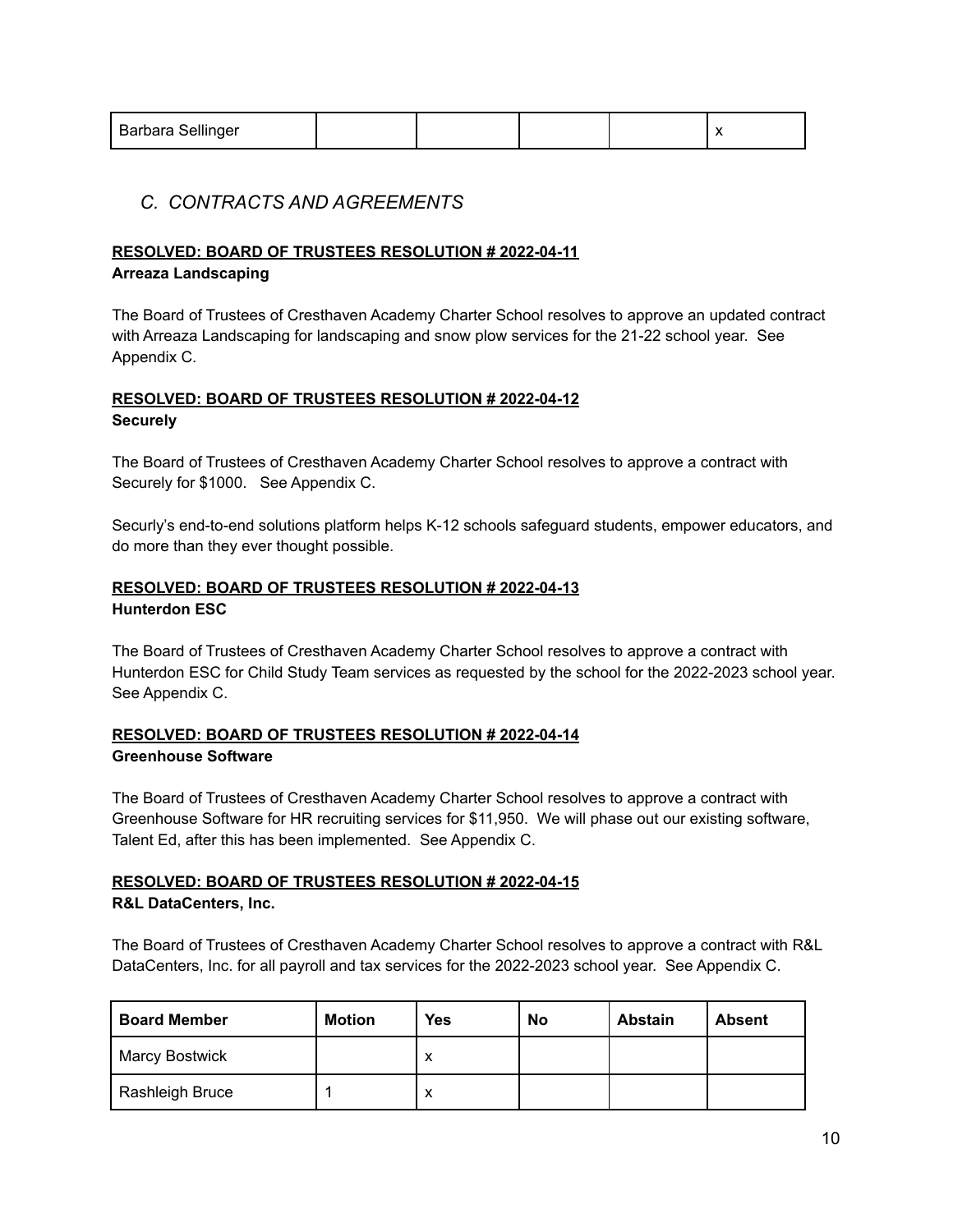| Barbara Sellinger | | | | | x |
|---|---|---|---|---|---|

## *C. CONTRACTS AND AGREEMENTS*

**RESOLVED: BOARD OF TRUSTEES RESOLUTION # 2022-04-11**
**Arreaza Landscaping**

The Board of Trustees of Cresthaven Academy Charter School resolves to approve an updated contract with Arreaza Landscaping for landscaping and snow plow services for the 21-22 school year. See Appendix C.

**RESOLVED: BOARD OF TRUSTEES RESOLUTION # 2022-04-12**
**Securely**

The Board of Trustees of Cresthaven Academy Charter School resolves to approve a contract with Securely for $1000. See Appendix C.

Securly's end-to-end solutions platform helps K-12 schools safeguard students, empower educators, and do more than they ever thought possible.

**RESOLVED: BOARD OF TRUSTEES RESOLUTION # 2022-04-13**
**Hunterdon ESC**

The Board of Trustees of Cresthaven Academy Charter School resolves to approve a contract with Hunterdon ESC for Child Study Team services as requested by the school for the 2022-2023 school year. See Appendix C.

**RESOLVED: BOARD OF TRUSTEES RESOLUTION # 2022-04-14**
**Greenhouse Software**

The Board of Trustees of Cresthaven Academy Charter School resolves to approve a contract with Greenhouse Software for HR recruiting services for $11,950. We will phase out our existing software, Talent Ed, after this has been implemented. See Appendix C.

**RESOLVED: BOARD OF TRUSTEES RESOLUTION # 2022-04-15**
**R&L DataCenters, Inc.**

The Board of Trustees of Cresthaven Academy Charter School resolves to approve a contract with R&L DataCenters, Inc. for all payroll and tax services for the 2022-2023 school year. See Appendix C.

| Board Member | Motion | Yes | No | Abstain | Absent |
|---|---|---|---|---|---|
| Marcy Bostwick | | x | | | |
| Rashleigh Bruce | 1 | x | | | |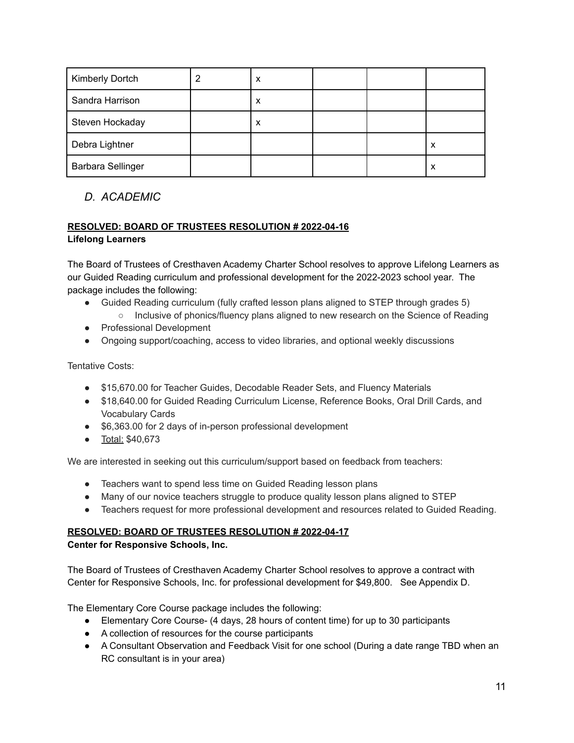| Kimberly Dortch | 2 | x | | | |
|---|---|---|---|---|---|
| Sandra Harrison | | x | | | |
| Steven Hockaday | | x | | | |
| Debra Lightner | | | | | x |
| Barbara Sellinger | | | | | x |

## *D. ACADEMIC*

**RESOLVED: BOARD OF TRUSTEES RESOLUTION # 2022-04-16**
**Lifelong Learners**

The Board of Trustees of Cresthaven Academy Charter School resolves to approve Lifelong Learners as our Guided Reading curriculum and professional development for the 2022-2023 school year. The package includes the following:

- Guided Reading curriculum (fully crafted lesson plans aligned to STEP through grades 5)
  - Inclusive of phonics/fluency plans aligned to new research on the Science of Reading
- Professional Development
- Ongoing support/coaching, access to video libraries, and optional weekly discussions

Tentative Costs:

- $15,670.00 for Teacher Guides, Decodable Reader Sets, and Fluency Materials
- $18,640.00 for Guided Reading Curriculum License, Reference Books, Oral Drill Cards, and Vocabulary Cards
- $6,363.00 for 2 days of in-person professional development
- Total: $40,673

We are interested in seeking out this curriculum/support based on feedback from teachers:

- Teachers want to spend less time on Guided Reading lesson plans
- Many of our novice teachers struggle to produce quality lesson plans aligned to STEP
- Teachers request for more professional development and resources related to Guided Reading.

**RESOLVED: BOARD OF TRUSTEES RESOLUTION # 2022-04-17**
**Center for Responsive Schools, Inc.**

The Board of Trustees of Cresthaven Academy Charter School resolves to approve a contract with Center for Responsive Schools, Inc. for professional development for $49,800. See Appendix D.

The Elementary Core Course package includes the following:

- Elementary Core Course- (4 days, 28 hours of content time) for up to 30 participants
- A collection of resources for the course participants
- A Consultant Observation and Feedback Visit for one school (During a date range TBD when an RC consultant is in your area)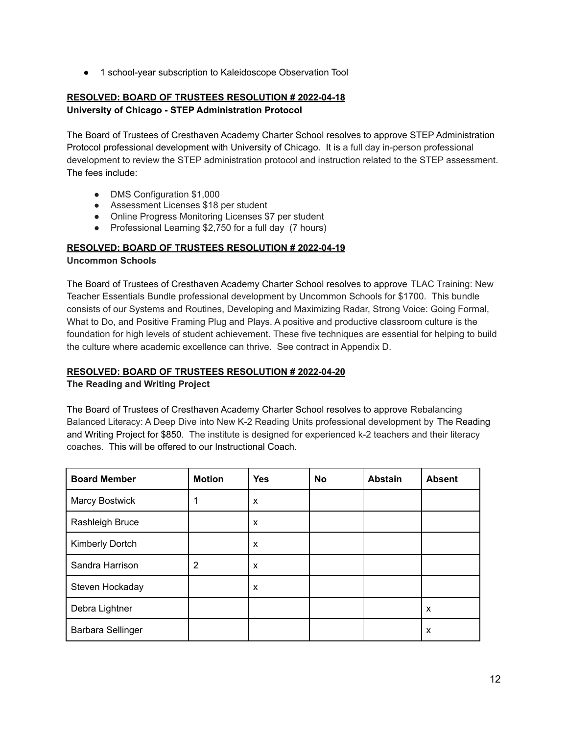- 1 school-year subscription to Kaleidoscope Observation Tool

**RESOLVED: BOARD OF TRUSTEES RESOLUTION # 2022-04-18**
**University of Chicago - STEP Administration Protocol**

The Board of Trustees of Cresthaven Academy Charter School resolves to approve STEP Administration Protocol professional development with University of Chicago. It is a full day in-person professional development to review the STEP administration protocol and instruction related to the STEP assessment. The fees include:

- DMS Configuration $1,000
- Assessment Licenses $18 per student
- Online Progress Monitoring Licenses $7 per student
- Professional Learning $2,750 for a full day (7 hours)

**RESOLVED: BOARD OF TRUSTEES RESOLUTION # 2022-04-19**
**Uncommon Schools**

The Board of Trustees of Cresthaven Academy Charter School resolves to approve TLAC Training: New Teacher Essentials Bundle professional development by Uncommon Schools for $1700. This bundle consists of our Systems and Routines, Developing and Maximizing Radar, Strong Voice: Going Formal, What to Do, and Positive Framing Plug and Plays. A positive and productive classroom culture is the foundation for high levels of student achievement. These five techniques are essential for helping to build the culture where academic excellence can thrive. See contract in Appendix D.

**RESOLVED: BOARD OF TRUSTEES RESOLUTION # 2022-04-20**
**The Reading and Writing Project**

The Board of Trustees of Cresthaven Academy Charter School resolves to approve Rebalancing Balanced Literacy: A Deep Dive into New K-2 Reading Units professional development by The Reading and Writing Project for $850. The institute is designed for experienced k-2 teachers and their literacy coaches. This will be offered to our Instructional Coach.

| Board Member | Motion | Yes | No | Abstain | Absent |
|---|---|---|---|---|---|
| Marcy Bostwick | 1 | x | | | |
| Rashleigh Bruce | | x | | | |
| Kimberly Dortch | | x | | | |
| Sandra Harrison | 2 | x | | | |
| Steven Hockaday | | x | | | |
| Debra Lightner | | | | | x |
| Barbara Sellinger | | | | | x |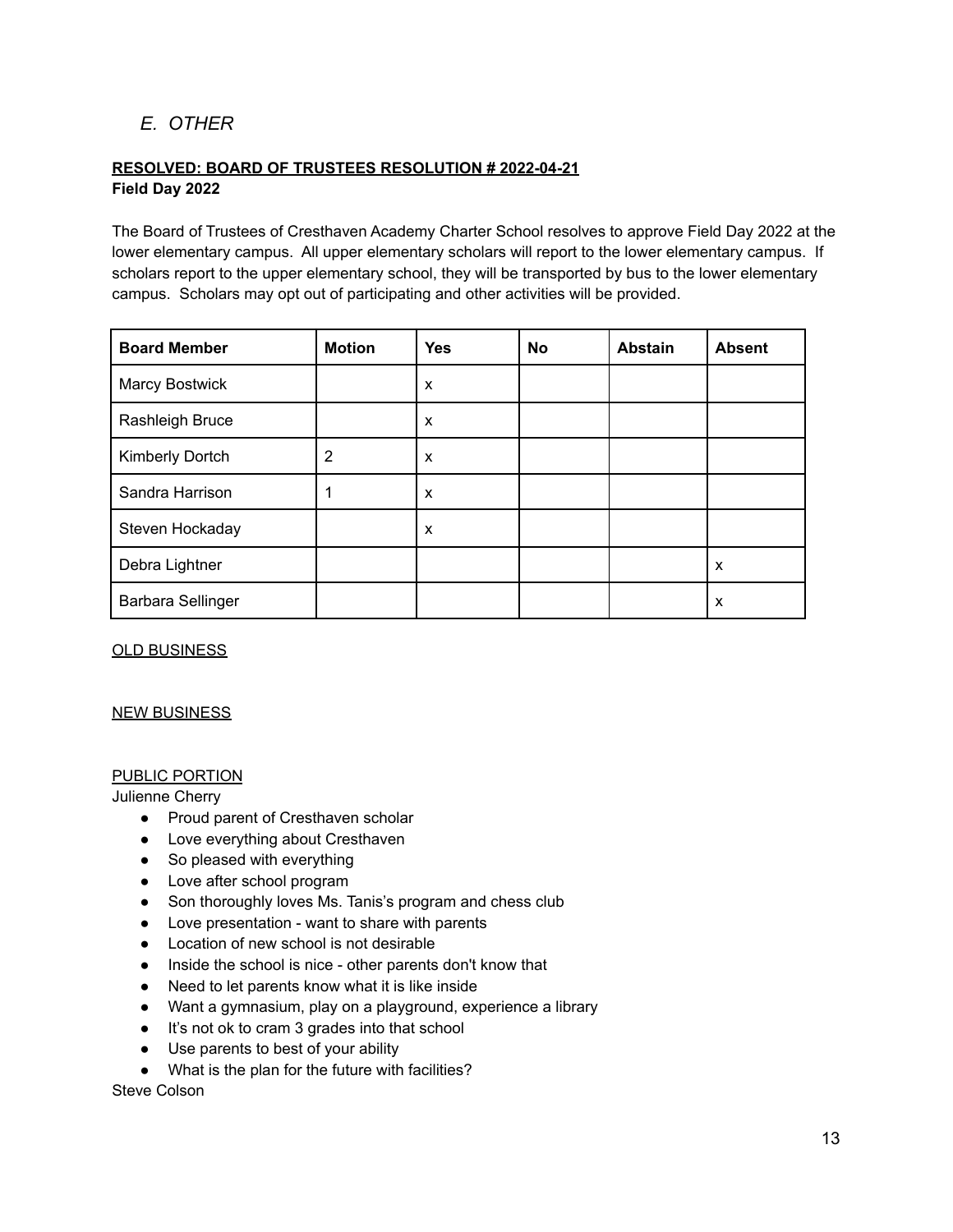## *E. OTHER*

**RESOLVED: BOARD OF TRUSTEES RESOLUTION # 2022-04-21**
**Field Day 2022**

The Board of Trustees of Cresthaven Academy Charter School resolves to approve Field Day 2022 at the lower elementary campus. All upper elementary scholars will report to the lower elementary campus. If scholars report to the upper elementary school, they will be transported by bus to the lower elementary campus. Scholars may opt out of participating and other activities will be provided.

| Board Member | Motion | Yes | No | Abstain | Absent |
|---|---|---|---|---|---|
| Marcy Bostwick | | x | | | |
| Rashleigh Bruce | | x | | | |
| Kimberly Dortch | 2 | x | | | |
| Sandra Harrison | 1 | x | | | |
| Steven Hockaday | | x | | | |
| Debra Lightner | | | | | x |
| Barbara Sellinger | | | | | x |

OLD BUSINESS

NEW BUSINESS

PUBLIC PORTION

Julienne Cherry

- Proud parent of Cresthaven scholar
- Love everything about Cresthaven
- So pleased with everything
- Love after school program
- Son thoroughly loves Ms. Tanis's program and chess club
- Love presentation - want to share with parents
- Location of new school is not desirable
- Inside the school is nice - other parents don't know that
- Need to let parents know what it is like inside
- Want a gymnasium, play on a playground, experience a library
- It's not ok to cram 3 grades into that school
- Use parents to best of your ability
- What is the plan for the future with facilities?

Steve Colson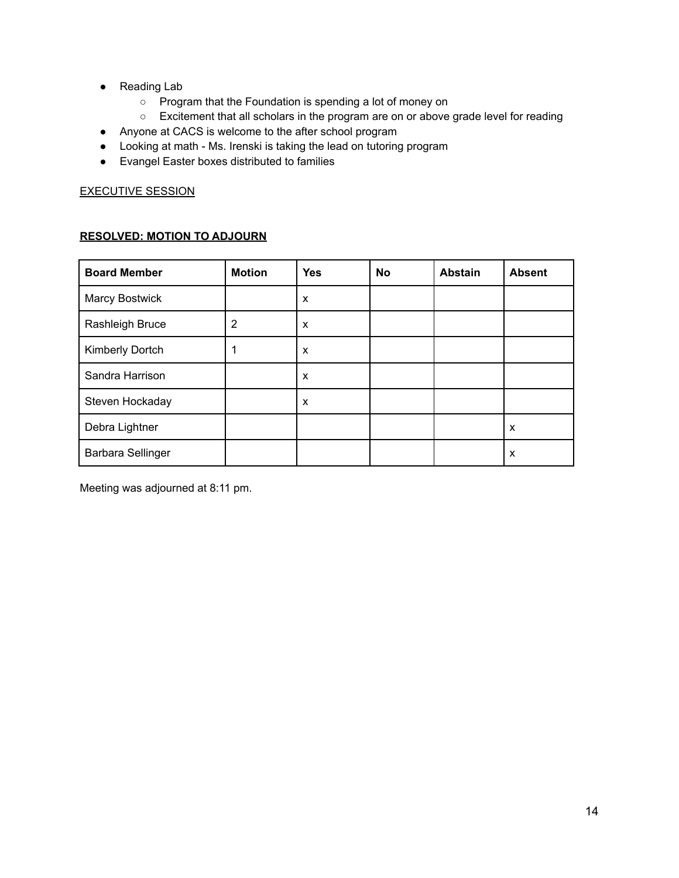- Reading Lab
  - Program that the Foundation is spending a lot of money on
  - Excitement that all scholars in the program are on or above grade level for reading
- Anyone at CACS is welcome to the after school program
- Looking at math - Ms. Irenski is taking the lead on tutoring program
- Evangel Easter boxes distributed to families

<u>EXECUTIVE SESSION</u>

**<u>RESOLVED: MOTION TO ADJOURN</u>**

| Board Member | Motion | Yes | No | Abstain | Absent |
|---|---|---|---|---|---|
| Marcy Bostwick | | x | | | |
| Rashleigh Bruce | 2 | x | | | |
| Kimberly Dortch | 1 | x | | | |
| Sandra Harrison | | x | | | |
| Steven Hockaday | | x | | | |
| Debra Lightner | | | | | x |
| Barbara Sellinger | | | | | x |

Meeting was adjourned at 8:11 pm.